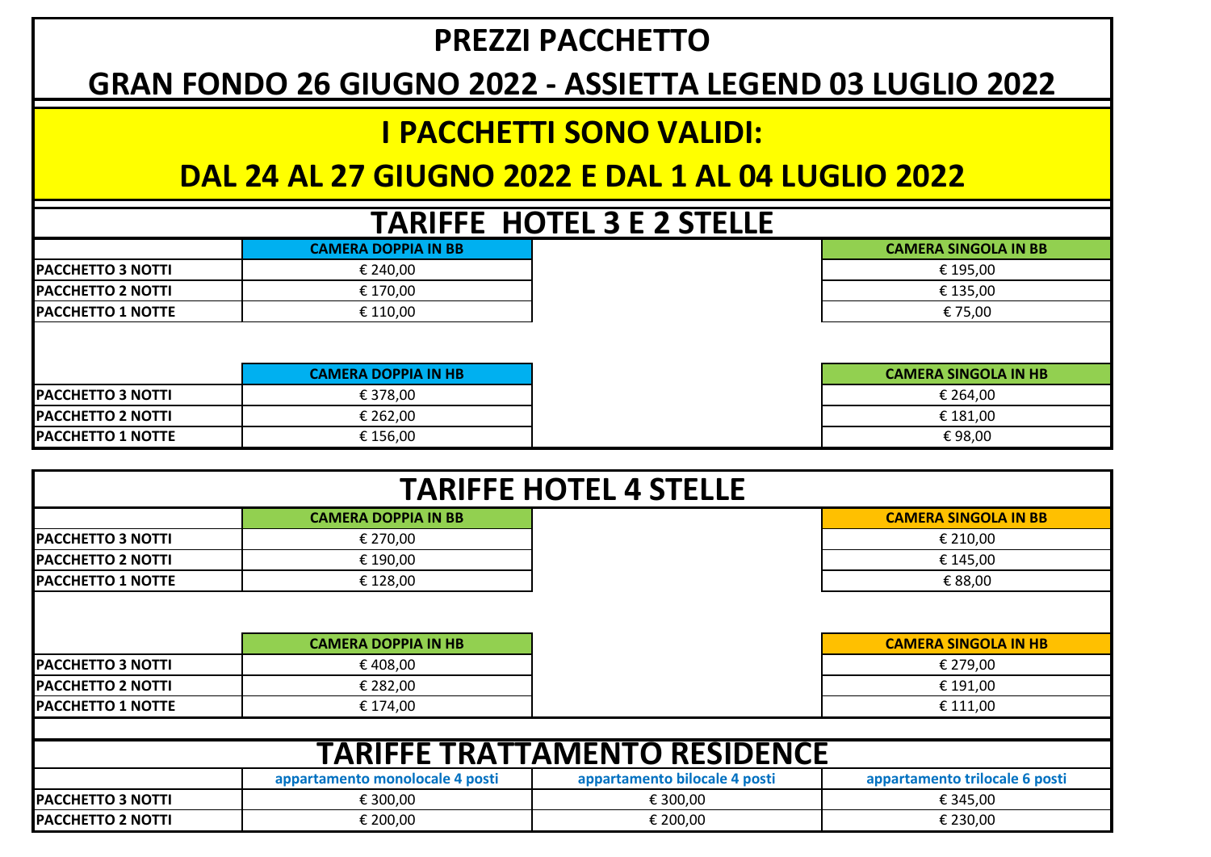# PREZZI PACCHETTO

## GRAN FONDO 26 GIUGNO 2022 - ASSIETTA LEGEND 03 LUGLIO 2022

## I PACCHETTI SONO VALIDI:

## DAL 24 AL 27 GIUGNO 2022 E DAL 1 AL 04 LUGLIO 2022

## TARIFFE HOTEL 3 E 2 STELLE

| | CAMERA DOPPIA IN BB | | CAMERA SINGOLA IN BB |
|---|---|---|---|
| PACCHETTO 3 NOTTI | € 240,00 | | € 195,00 |
| PACCHETTO 2 NOTTI | € 170,00 | | € 135,00 |
| PACCHETTO 1 NOTTE | € 110,00 | | € 75,00 |

| | CAMERA DOPPIA IN HB | | CAMERA SINGOLA IN HB |
|---|---|---|---|
| PACCHETTO 3 NOTTI | € 378,00 | | € 264,00 |
| PACCHETTO 2 NOTTI | € 262,00 | | € 181,00 |
| PACCHETTO 1 NOTTE | € 156,00 | | € 98,00 |

## TARIFFE HOTEL 4 STELLE

| | CAMERA DOPPIA IN BB | | CAMERA SINGOLA IN BB |
|---|---|---|---|
| PACCHETTO 3 NOTTI | € 270,00 | | € 210,00 |
| PACCHETTO 2 NOTTI | € 190,00 | | € 145,00 |
| PACCHETTO 1 NOTTE | € 128,00 | | € 88,00 |

| | CAMERA DOPPIA IN HB | | CAMERA SINGOLA IN HB |
|---|---|---|---|
| PACCHETTO 3 NOTTI | € 408,00 | | € 279,00 |
| PACCHETTO 2 NOTTI | € 282,00 | | € 191,00 |
| PACCHETTO 1 NOTTE | € 174,00 | | € 111,00 |

## TARIFFE TRATTAMENTO RESIDENCE

| | appartamento monolocale 4 posti | appartamento bilocale 4 posti | appartamento trilocale 6 posti |
|---|---|---|---|
| PACCHETTO 3 NOTTI | € 300,00 | € 300,00 | € 345,00 |
| PACCHETTO 2 NOTTI | € 200,00 | € 200,00 | € 230,00 |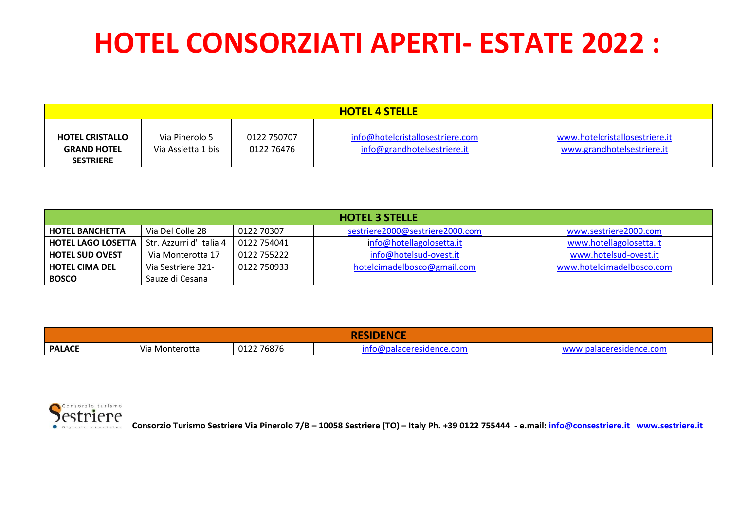# HOTEL CONSORZIATI APERTI- ESTATE 2022 :

| HOTEL 4 STELLE | | | | |
|---|---|---|---|---|
| | | | | |
| **HOTEL CRISTALLO** | Via Pinerolo 5 | 0122 750707 | info@hotelcristallosestriere.com | www.hotelcristallosestriere.it |
| **GRAND HOTEL SESTRIERE** | Via Assietta 1 bis | 0122 76476 | info@grandhotelsestriere.it | www.grandhotelsestriere.it |

| HOTEL 3 STELLE | | | | |
|---|---|---|---|---|
| **HOTEL BANCHETTA** | Via Del Colle 28 | 0122 70307 | sestriere2000@sestriere2000.com | www.sestriere2000.com |
| **HOTEL LAGO LOSETTA** | Str. Azzurri d' Italia 4 | 0122 754041 | info@hotellagolosetta.it | www.hotellagolosetta.it |
| **HOTEL SUD OVEST** | Via Monterotta 17 | 0122 755222 | info@hotelsud-ovest.it | www.hotelsud-ovest.it |
| **HOTEL CIMA DEL BOSCO** | Via Sestriere 321- Sauze di Cesana | 0122 750933 | hotelcimadelbosco@gmail.com | www.hotelcimadelbosco.com |

| RESIDENCE | | | | |
|---|---|---|---|---|
| **PALACE** | Via Monterotta | 0122 76876 | info@palaceresidence.com | www.palaceresidence.com |

Consorzio turismo Sestriere Olympic mountains

**Consorzio Turismo Sestriere Via Pinerolo 7/B – 10058 Sestriere (TO) – Italy Ph. +39 0122 755444 - e.mail: info@consestriere.it www.sestriere.it**